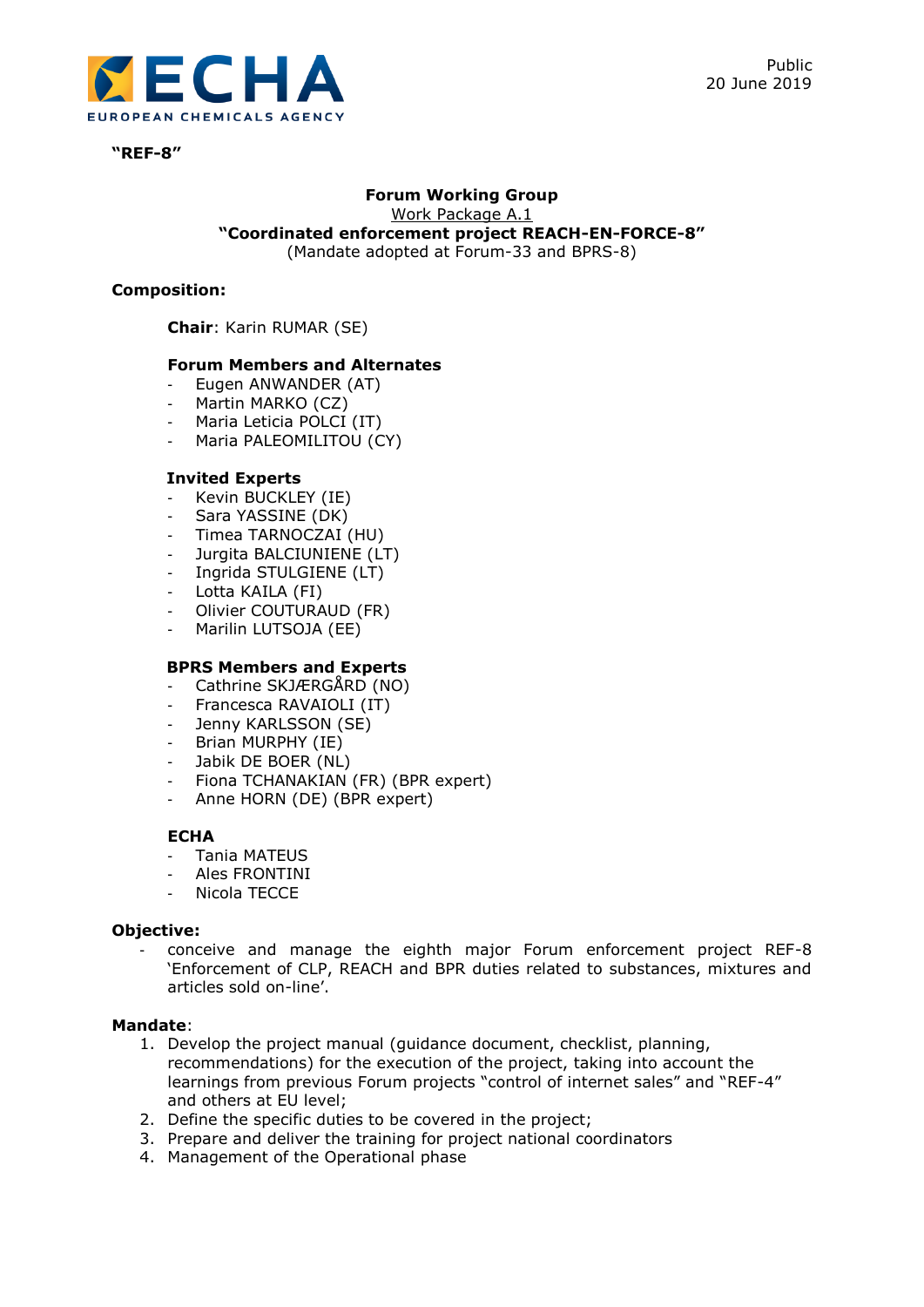Public
20 June 2019

**"REF-8"**

**Forum Working Group**
Work Package A.1
**"Coordinated enforcement project REACH-EN-FORCE-8"**
(Mandate adopted at Forum-33 and BPRS-8)

**Composition:**

**Chair**: Karin RUMAR (SE)

**Forum Members and Alternates**
- Eugen ANWANDER (AT)
- Martin MARKO (CZ)
- Maria Leticia POLCI (IT)
- Maria PALEOMILITOU (CY)

**Invited Experts**
- Kevin BUCKLEY (IE)
- Sara YASSINE (DK)
- Timea TARNOCZAI (HU)
- Jurgita BALCIUNIENE (LT)
- Ingrida STULGIENE (LT)
- Lotta KAILA (FI)
- Olivier COUTURAUD (FR)
- Marilin LUTSOJA (EE)

**BPRS Members and Experts**
- Cathrine SKJÆRGÅRD (NO)
- Francesca RAVAIOLI (IT)
- Jenny KARLSSON (SE)
- Brian MURPHY (IE)
- Jabik DE BOER (NL)
- Fiona TCHANAKIAN (FR) (BPR expert)
- Anne HORN (DE) (BPR expert)

**ECHA**
- Tania MATEUS
- Ales FRONTINI
- Nicola TECCE

**Objective:**
- conceive and manage the eighth major Forum enforcement project REF-8 'Enforcement of CLP, REACH and BPR duties related to substances, mixtures and articles sold on-line'.

**Mandate**:
1. Develop the project manual (guidance document, checklist, planning, recommendations) for the execution of the project, taking into account the learnings from previous Forum projects "control of internet sales" and "REF-4" and others at EU level;
2. Define the specific duties to be covered in the project;
3. Prepare and deliver the training for project national coordinators
4. Management of the Operational phase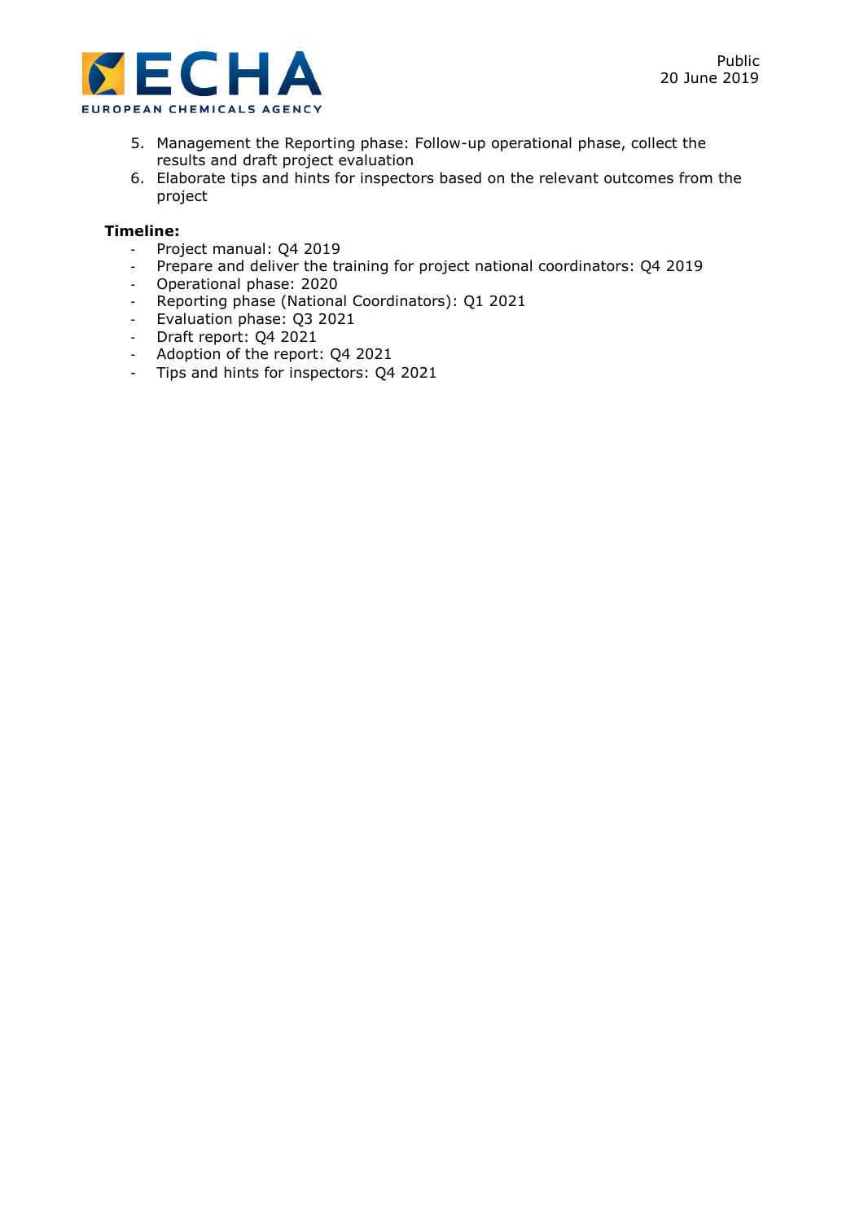5. Management the Reporting phase: Follow-up operational phase, collect the results and draft project evaluation
6. Elaborate tips and hints for inspectors based on the relevant outcomes from the project

**Timeline:**

- Project manual: Q4 2019
- Prepare and deliver the training for project national coordinators: Q4 2019
- Operational phase: 2020
- Reporting phase (National Coordinators): Q1 2021
- Evaluation phase: Q3 2021
- Draft report: Q4 2021
- Adoption of the report: Q4 2021
- Tips and hints for inspectors: Q4 2021